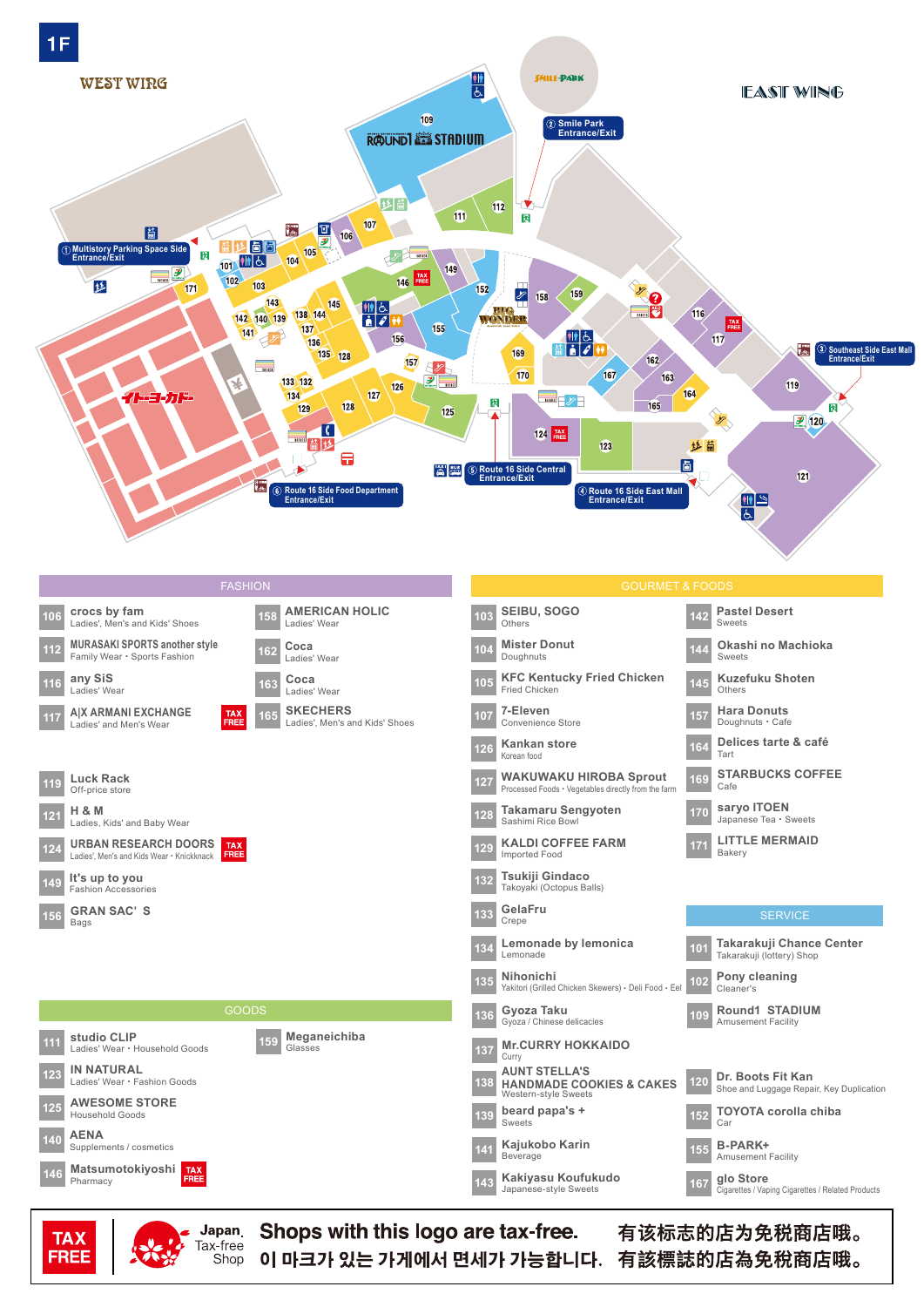# 1F

WEST WING

EAST WING

SMILE-PARK

ROUND1 STADIUM

① Multistory Parking Space Side Entrance/Exit

② Smile Park Entrance/Exit

③ Southeast Side East Mall Entrance/Exit

④ Route 16 Side East Mall Entrance/Exit

⑤ Route 16 Side Central Entrance/Exit

⑥ Route 16 Side Food Department Entrance/Exit

## FASHION

| No. | Shop | Category |
|---|---|---|
| 106 | crocs by fam | Ladies', Men's and Kids' Shoes |
| 112 | MURASAKI SPORTS another style | Family Wear・Sports Fashion |
| 116 | any SiS | Ladies' Wear |
| 117 | A\|X ARMANI EXCHANGE (TAX FREE) | Ladies' and Men's Wear |
| 119 | Luck Rack | Off-price store |
| 121 | H & M | Ladies, Kids' and Baby Wear |
| 124 | URBAN RESEARCH DOORS (TAX FREE) | Ladies', Men's and Kids Wear・Knickknack |
| 149 | It's up to you | Fashion Accessories |
| 156 | GRAN SAC' S | Bags |
| 158 | AMERICAN HOLIC | Ladies' Wear |
| 162 | Coca | Ladies' Wear |
| 163 | Coca | Ladies' Wear |
| 165 | SKECHERS | Ladies', Men's and Kids' Shoes |

## GOODS

| No. | Shop | Category |
|---|---|---|
| 111 | studio CLIP | Ladies' Wear・Household Goods |
| 123 | IN NATURAL | Ladies' Wear・Fashion Goods |
| 125 | AWESOME STORE | Household Goods |
| 140 | AENA | Supplements / cosmetics |
| 146 | Matsumotokiyoshi (TAX FREE) | Pharmacy |
| 159 | Meganeichiba | Glasses |

## GOURMET & FOODS

| No. | Shop | Category |
|---|---|---|
| 103 | SEIBU, SOGO | Others |
| 104 | Mister Donut | Doughnuts |
| 105 | KFC Kentucky Fried Chicken | Fried Chicken |
| 107 | 7-Eleven | Convenience Store |
| 126 | Kankan store | Korean food |
| 127 | WAKUWAKU HIROBA Sprout | Processed Foods・Vegetables directly from the farm |
| 128 | Takamaru Sengyoten | Sashimi Rice Bowl |
| 129 | KALDI COFFEE FARM | Imported Food |
| 132 | Tsukiji Gindaco | Takoyaki (Octopus Balls) |
| 133 | GelaFru | Crepe |
| 134 | Lemonade by lemonica | Lemonade |
| 135 | Nihonichi | Yakitori (Grilled Chicken Skewers)・Deli Food・Eel |
| 136 | Gyoza Taku | Gyoza / Chinese delicacies |
| 137 | Mr.CURRY HOKKAIDO | Curry |
| 138 | AUNT STELLA'S HANDMADE COOKIES & CAKES | Western-style Sweets |
| 139 | beard papa's + | Sweets |
| 141 | Kajukobo Karin | Beverage |
| 143 | Kakiyasu Koufukudo | Japanese-style Sweets |
| 142 | Pastel Desert | Sweets |
| 144 | Okashi no Machioka | Sweets |
| 145 | Kuzefuku Shoten | Others |
| 157 | Hara Donuts | Doughnuts・Cafe |
| 164 | Delices tarte & café | Tart |
| 169 | STARBUCKS COFFEE | Cafe |
| 170 | saryo ITOEN | Japanese Tea・Sweets |
| 171 | LITTLE MERMAID | Bakery |

## SERVICE

| No. | Shop | Category |
|---|---|---|
| 101 | Takarakuji Chance Center | Takarakuji (lottery) Shop |
| 102 | Pony cleaning | Cleaner's |
| 109 | Round1 STADIUM | Amusement Facility |
| 120 | Dr. Boots Fit Kan | Shoe and Luggage Repair, Key Duplication |
| 152 | TOYOTA corolla chiba | Car |
| 155 | B-PARK+ | Amusement Facility |
| 167 | glo Store | Cigarettes / Vaping Cigarettes / Related Products |

TAX FREE | Japan. Tax-free Shop | Shops with this logo are tax-free. 有该标志的店为免税商店哦。 이 마크가 있는 가게에서 면세가 가능합니다. 有該標誌的店為免稅商店哦。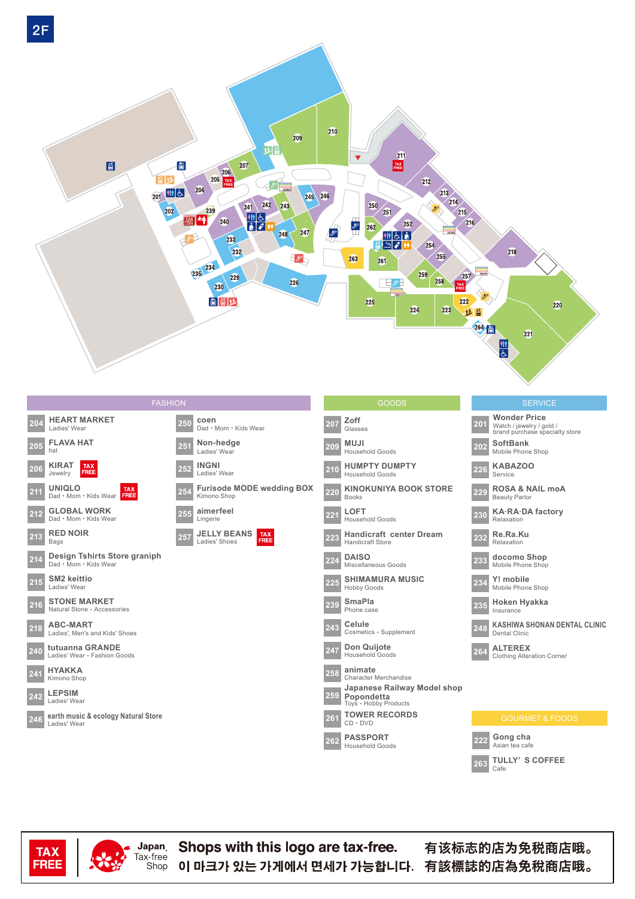# 2F

## FASHION

| No. | Shop | Category |
|---|---|---|
| 204 | HEART MARKET | Ladies' Wear |
| 205 | FLAVA HAT | hat |
| 206 | KIRAT (TAX FREE) | Jewelry |
| 211 | UNIQLO (TAX FREE) | Dad・Mom・Kids Wear |
| 212 | GLOBAL WORK | Dad・Mom・Kids Wear |
| 213 | RED NOIR | Bags |
| 214 | Design Tshirts Store graniph | Dad・Mom・Kids Wear |
| 215 | SM2 keittio | Ladies' Wear |
| 216 | STONE MARKET | Natural Stone・Accessories |
| 218 | ABC-MART | Ladies', Men's and Kids' Shoes |
| 240 | tutuanna GRANDE | Ladies' Wear・Fashion Goods |
| 241 | HYAKKA | Kimono Shop |
| 242 | LEPSIM | Ladies' Wear |
| 246 | earth music & ecology Natural Store | Ladies' Wear |
| 250 | coen | Dad・Mom・Kids Wear |
| 251 | Non-hedge | Ladies' Wear |
| 252 | INGNI | Ladies' Wear |
| 254 | Furisode MODE wedding BOX | Kimono Shop |
| 255 | aimerfeel | Lingerie |
| 257 | JELLY BEANS (TAX FREE) | Ladies' Shoes |

## GOODS

| No. | Shop | Category |
|---|---|---|
| 207 | Zoff | Glasses |
| 209 | MUJI | Household Goods |
| 210 | HUMPTY DUMPTY | Household Goods |
| 220 | KINOKUNIYA BOOK STORE | Books |
| 221 | LOFT | Household Goods |
| 223 | Handicraft center Dream | Handicraft Store |
| 224 | DAISO | Miscellaneous Goods |
| 225 | SHIMAMURA MUSIC | Hobby Goods |
| 239 | SmaPla | Phone case |
| 243 | Celule | Cosmetics・Supplement |
| 247 | Don Quijote | Household Goods |
| 258 | animate | Character Merchandise |
| 259 | Japanese Railway Model shop Popondetta | Toys・Hobby Products |
| 261 | TOWER RECORDS | CD・DVD |
| 262 | PASSPORT | Household Goods |

## SERVICE

| No. | Shop | Category |
|---|---|---|
| 201 | Wonder Price | Watch / jewelry / gold / brand purchase specialty store |
| 202 | SoftBank | Mobile Phone Shop |
| 226 | KABAZOO | Service |
| 229 | ROSA & NAIL moA | Beauty Parlor |
| 230 | KA·RA·DA factory | Relaxation |
| 232 | Re.Ra.Ku | Relaxation |
| 233 | docomo Shop | Mobile Phone Shop |
| 234 | Y! mobile | Mobile Phone Shop |
| 235 | Hoken Hyakka | Insurance |
| 248 | KASHIWA SHONAN DENTAL CLINIC | Dental Clinic |
| 264 | ALTEREX | Clothing Alteration Corner |

## GOURMET & FOODS

| No. | Shop | Category |
|---|---|---|
| 222 | Gong cha | Asian tea cafe |
| 263 | TULLY'S COFFEE | Cafe |

TAX FREE — Japan. Tax-free Shop

Shops with this logo are tax-free.
이 마크가 있는 가게에서 면세가 가능합니다.
有该标志的店为免税商店哦。
有該標誌的店為免稅商店哦。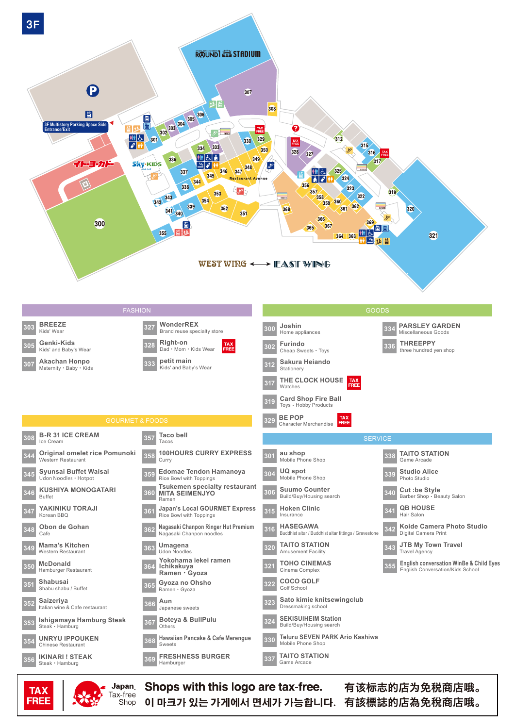# 3F

3F Multistory Parking Space Side Entrance/Exit

WEST WING ⟵⟶ EAST WING

## FASHION

| | | |
|---|---|---|
| 303 | BREEZE | Kids' Wear |
| 305 | Genki-Kids | Kids' and Baby's Wear |
| 307 | Akachan Honpo | Maternity・Baby・Kids |
| 327 | WonderREX | Brand reuse specialty store |
| 328 | Right-on (TAX FREE) | Dad・Mom・Kids Wear |
| 333 | petit main | Kids' and Baby's Wear |

## GOODS

| | | |
|---|---|---|
| 300 | Joshin | Home appliances |
| 302 | Furindo | Cheap Sweets・Toys |
| 312 | Sakura Heiando | Stationery |
| 317 | THE CLOCK HOUSE (TAX FREE) | Watches |
| 319 | Card Shop Fire Ball | Toys・Hobby Products |
| 329 | BE POP (TAX FREE) | Character Merchandise |
| 334 | PARSLEY GARDEN | Miscellaneous Goods |
| 336 | THREEPPY | three hundred yen shop |

## GOURMET & FOODS

| | | |
|---|---|---|
| 308 | B-R 31 ICE CREAM | Ice Cream |
| 344 | Original omelet rice Pomunoki | Western Restaurant |
| 345 | Syunsai Buffet Waisai | Udon Noodles・Hotpot |
| 346 | KUSHIYA MONOGATARI | Buffet |
| 347 | YAKINIKU TORAJI | Korean BBQ |
| 348 | Obon de Gohan | Cafe |
| 349 | Mama's Kitchen | Western Restaurant |
| 350 | McDonald | Hamburger Restaurant |
| 351 | Shabusai | Shabu shabu / Buffet |
| 352 | Saizeriya | Italian wine & Cafe restaurant |
| 353 | Ishigamaya Hamburg Steak | Steak・Hamburg |
| 354 | UNRYU IPPOUKEN | Chinese Restaurant |
| 356 | IKINARI ! STEAK | Steak・Hamburg |
| 357 | Taco bell | Tacos |
| 358 | 100HOURS CURRY EXPRESS | Curry |
| 359 | Edomae Tendon Hamanoya | Rice Bowl with Toppings |
| 360 | Tsukemen specialty restaurant MITA SEIMENJYO | Ramen |
| 361 | Japan's Local GOURMET Express | Rice Bowl with Toppings |
| 362 | Nagasaki Chanpon Ringer Hut Premium | Nagasaki Chanpon noodles |
| 363 | Umagena | Udon Noodles |
| 364 | Yokohama iekei ramen Ichikakuya | Ramen・Gyoza |
| 365 | Gyoza no Ohsho | Ramen・Gyoza |
| 366 | Aun | Japanese sweets |
| 367 | Boteya & BullPulu | Others |
| 368 | Hawaiian Pancake & Cafe Merengue | Sweets |
| 369 | FRESHNESS BURGER | Hamburger |

## SERVICE

| | | |
|---|---|---|
| 301 | au shop | Mobile Phone Shop |
| 304 | UQ spot | Mobile Phone Shop |
| 306 | Suumo Counter | Build/Buy/Housing search |
| 315 | Hoken Clinic | Insurance |
| 316 | HASEGAWA | Buddhist altar / Buddhist altar fittings / Gravestone |
| 320 | TAITO STATION | Amusement Facility |
| 321 | TOHO CINEMAS | Cinema Complex |
| 322 | COCO GOLF | Golf School |
| 323 | Sato kimie knitsewingclub | Dressmaking school |
| 324 | SEKISUIHEIM Station | Build/Buy/Housing search |
| 330 | Teluru SEVEN PARK Ario Kashiwa | Mobile Phone Shop |
| 337 | TAITO STATION | Game Arcade |
| 338 | TAITO STATION | Game Arcade |
| 339 | Studio Alice | Photo Studio |
| 340 | Cut :be Style | Barber Shop・Beauty Salon |
| 341 | QB HOUSE | Hair Salon |
| 342 | Koide Camera Photo Studio | Digital Camera Print |
| 343 | JTB My Town Travel | Travel Agency |
| 355 | English conversation WinBe & Child Eyes | English Conversation/Kids School |

TAX FREE | Japan. Tax-free Shop

Shops with this logo are tax-free.
이 마크가 있는 가게에서 면세가 가능합니다.
有该标志的店为免税商店哦。
有該標誌的店為免稅商店哦。